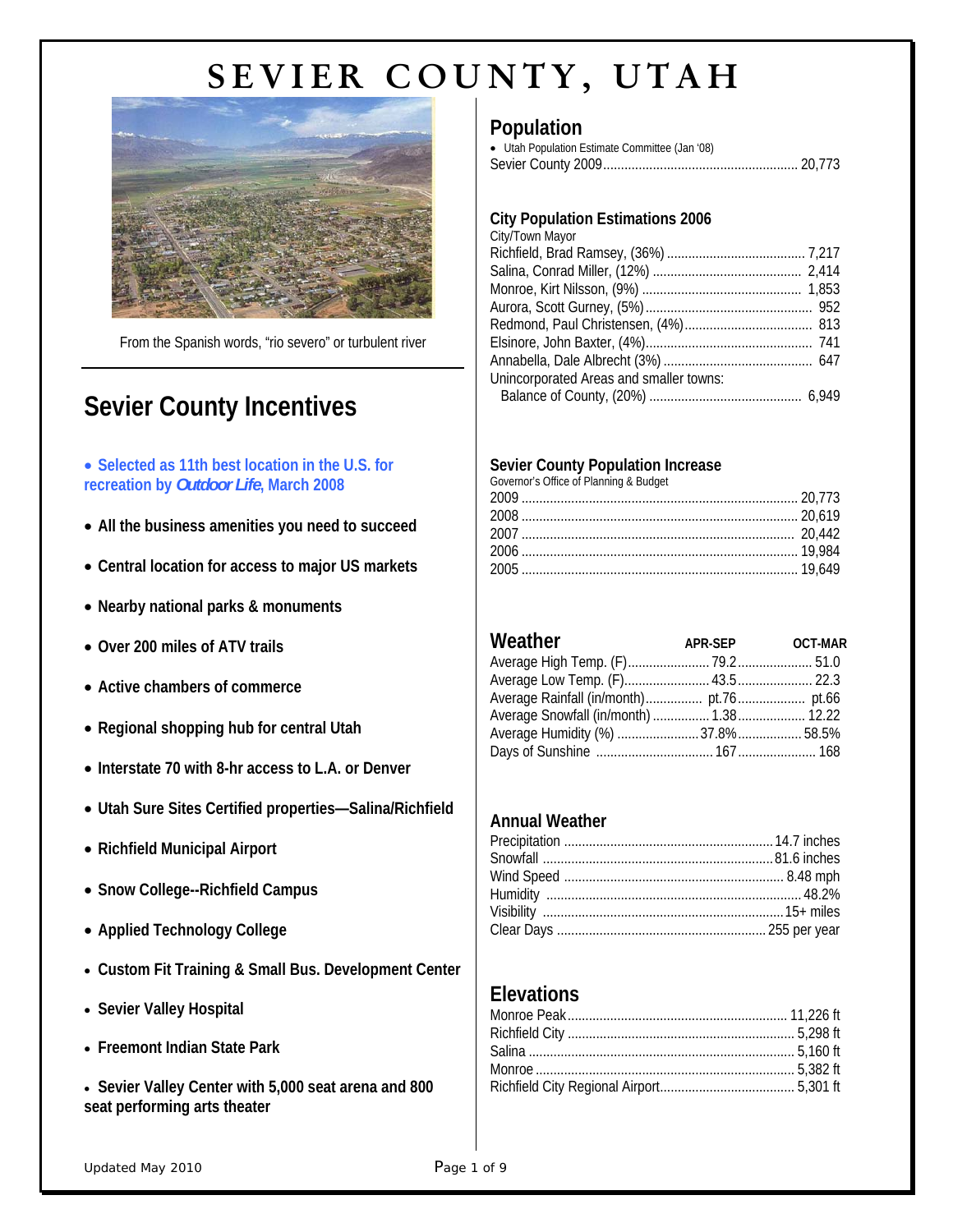# SEVIER COUNTY, UTAH

From the Spanish words, "rio severo" or turbulent river

## Sevier County Incentives

- **Selected as 11th best location in the U.S. for recreation by *Outdoor Life*, March 2008**
- **All the business amenities you need to succeed**
- **Central location for access to major US markets**
- **Nearby national parks & monuments**
- **Over 200 miles of ATV trails**
- **Active chambers of commerce**
- **Regional shopping hub for central Utah**
- **Interstate 70 with 8-hr access to L.A. or Denver**
- **Utah Sure Sites Certified properties—Salina/Richfield**
- **Richfield Municipal Airport**
- **Snow College--Richfield Campus**
- **Applied Technology College**
- **Custom Fit Training & Small Bus. Development Center**
- **Sevier Valley Hospital**
- **Freemont Indian State Park**
- **Sevier Valley Center with 5,000 seat arena and 800 seat performing arts theater**

## Population

- Utah Population Estimate Committee (Jan '08)

| | |
|---|---|
| Sevier County 2009 | 20,773 |

### City Population Estimations 2006

| City/Town Mayor | |
|---|---|
| Richfield, Brad Ramsey, (36%) | 7,217 |
| Salina, Conrad Miller, (12%) | 2,414 |
| Monroe, Kirt Nilsson, (9%) | 1,853 |
| Aurora, Scott Gurney, (5%) | 952 |
| Redmond, Paul Christensen, (4%) | 813 |
| Elsinore, John Baxter, (4%) | 741 |
| Annabella, Dale Albrecht (3%) | 647 |
| Unincorporated Areas and smaller towns: Balance of County, (20%) | 6,949 |

### Sevier County Population Increase

Governor's Office of Planning & Budget

| Year | Population |
|---|---|
| 2009 | 20,773 |
| 2008 | 20,619 |
| 2007 | 20,442 |
| 2006 | 19,984 |
| 2005 | 19,649 |

## Weather

| | APR-SEP | OCT-MAR |
|---|---|---|
| Average High Temp. (F) | 79.2 | 51.0 |
| Average Low Temp. (F) | 43.5 | 22.3 |
| Average Rainfall (in/month) | pt.76 | pt.66 |
| Average Snowfall (in/month) | 1.38 | 12.22 |
| Average Humidity (%) | 37.8% | 58.5% |
| Days of Sunshine | 167 | 168 |

## Annual Weather

| | |
|---|---|
| Precipitation | 14.7 inches |
| Snowfall | 81.6 inches |
| Wind Speed | 8.48 mph |
| Humidity | 48.2% |
| Visibility | 15+ miles |
| Clear Days | 255 per year |

## Elevations

| | |
|---|---|
| Monroe Peak | 11,226 ft |
| Richfield City | 5,298 ft |
| Salina | 5,160 ft |
| Monroe | 5,382 ft |
| Richfield City Regional Airport | 5,301 ft |

Updated May 2010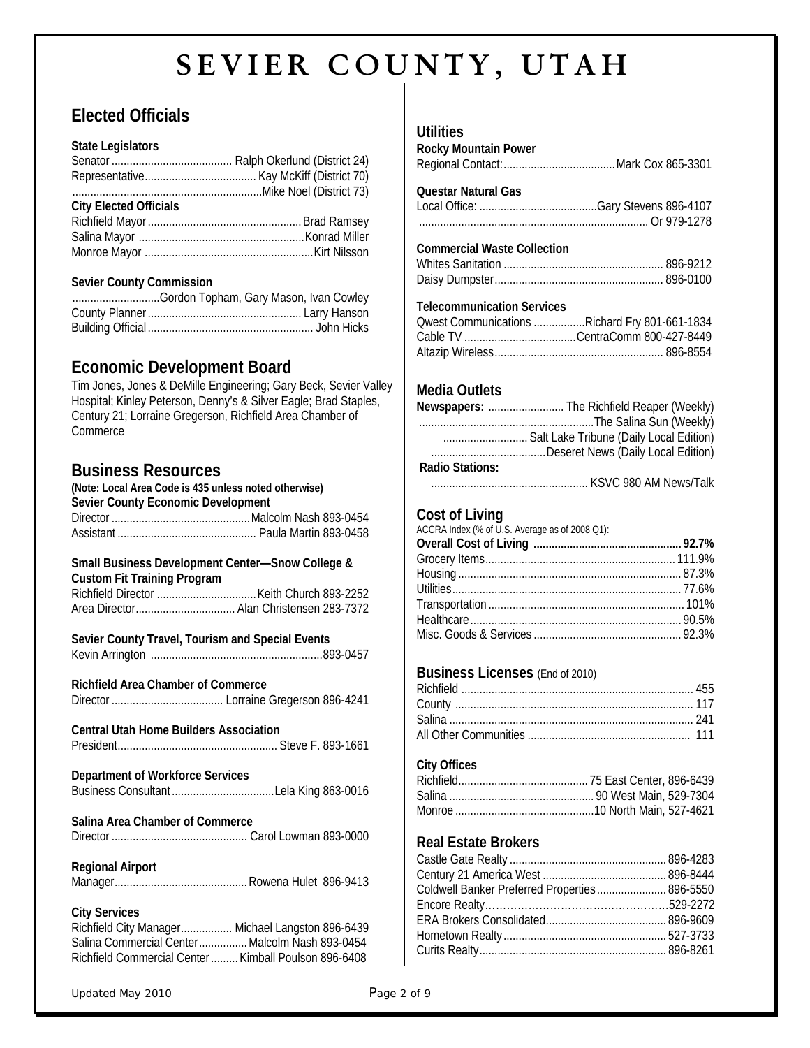# SEVIER COUNTY, UTAH

## Elected Officials

**State Legislators**

Senator ........................................ Ralph Okerlund (District 24)
Representative..................................... Kay McKiff (District 70)
..............................................................Mike Noel (District 73)

**City Elected Officials**

Richfield Mayor ................................................... Brad Ramsey
Salina Mayor .......................................................Konrad Miller
Monroe Mayor ........................................................Kirt Nilsson

**Sevier County Commission**

.............................Gordon Topham, Gary Mason, Ivan Cowley
County Planner .................................................. Larry Hanson
Building Official ...................................................... John Hicks

## Economic Development Board

Tim Jones, Jones & DeMille Engineering; Gary Beck, Sevier Valley Hospital; Kinley Peterson, Denny's & Silver Eagle; Brad Staples, Century 21; Lorraine Gregerson, Richfield Area Chamber of Commerce

## Business Resources

**(Note: Local Area Code is 435 unless noted otherwise)**

**Sevier County Economic Development**

Director ..............................................Malcolm Nash 893-0454
Assistant .............................................. Paula Martin 893-0458

**Small Business Development Center—Snow College & Custom Fit Training Program**

Richfield Director .................................Keith Church 893-2252
Area Director................................. Alan Christensen 283-7372

**Sevier County Travel, Tourism and Special Events**

Kevin Arrington .........................................................893-0457

**Richfield Area Chamber of Commerce**

Director ..................................... Lorraine Gregerson 896-4241

**Central Utah Home Builders Association**

President..................................................... Steve F. 893-1661

**Department of Workforce Services**

Business Consultant..................................Lela King 863-0016

**Salina Area Chamber of Commerce**

Director ............................................. Carol Lowman 893-0000

**Regional Airport**

Manager............................................Rowena Hulet 896-9413

**City Services**

Richfield City Manager................. Michael Langston 896-6439
Salina Commercial Center................ Malcolm Nash 893-0454
Richfield Commercial Center......... Kimball Poulson 896-6408

## Utilities

**Rocky Mountain Power**

Regional Contact:.....................................Mark Cox 865-3301

**Questar Natural Gas**

Local Office: .......................................Gary Stevens 896-4107
........................................................................... Or 979-1278

**Commercial Waste Collection**

Whites Sanitation ..................................................... 896-9212
Daisy Dumpster........................................................ 896-0100

**Telecommunication Services**

Qwest Communications .................Richard Fry 801-661-1834
Cable TV .....................................CentraComm 800-427-8449
Altazip Wireless........................................................ 896-8554

## Media Outlets

**Newspapers:** ......................... The Richfield Reaper (Weekly)
.........................................................The Salina Sun (Weekly)
............................ Salt Lake Tribune (Daily Local Edition)
......................................Deseret News (Daily Local Edition)

**Radio Stations:**

.................................................... KSVC 980 AM News/Talk

## Cost of Living

ACCRA Index (% of U.S. Average as of 2008 Q1):

**Overall Cost of Living ................................................ 92.7%**
Grocery Items.............................................................. 111.9%
Housing ......................................................................... 87.3%
Utilities........................................................................... 77.6%
Transportation ................................................................ 101%
Healthcare...................................................................... 90.5%
Misc. Goods & Services ................................................ 92.3%

## Business Licenses (End of 2010)

Richfield ............................................................................ 455
County .............................................................................. 117
Salina ................................................................................ 241
All Other Communities ...................................................... 111

**City Offices**

Richfield........................................... 75 East Center, 896-6439
Salina ................................................ 90 West Main, 529-7304
Monroe .............................................10 North Main, 527-4621

## Real Estate Brokers

Castle Gate Realty ................................................... 896-4283
Century 21 America West ......................................... 896-8444
Coldwell Banker Preferred Properties....................... 896-5550
Encore Realty…………………………………………..529-2272
ERA Brokers Consolidated........................................ 896-9609
Hometown Realty...................................................... 527-3733
Curits Realty............................................................. 896-8261

Updated May 2010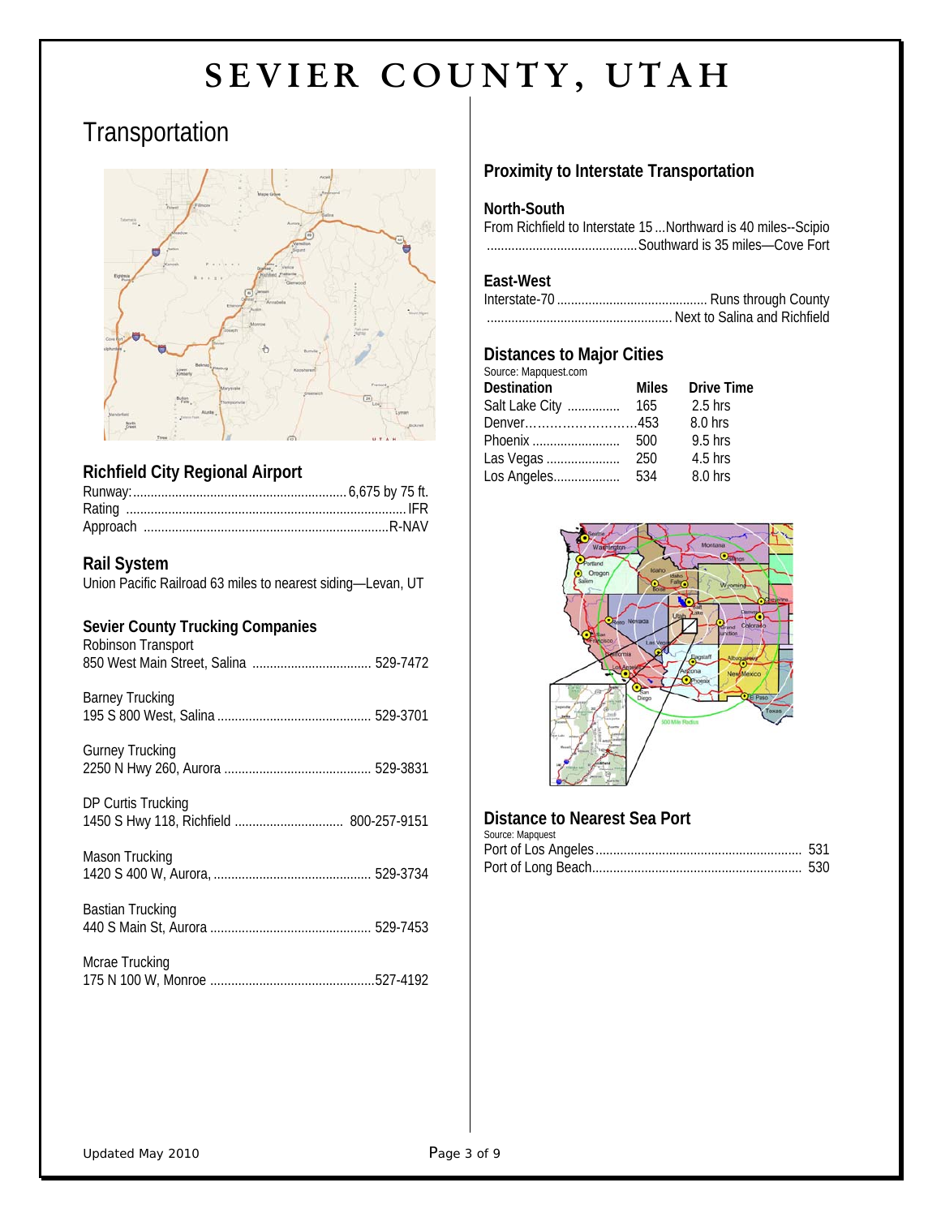# SEVIER COUNTY, UTAH

## Transportation

### Richfield City Regional Airport

Runway: 6,675 by 75 ft.
Rating: IFR
Approach: R-NAV

### Rail System

Union Pacific Railroad 63 miles to nearest siding—Levan, UT

### Sevier County Trucking Companies

Robinson Transport
850 West Main Street, Salina ..... 529-7472

Barney Trucking
195 S 800 West, Salina ..... 529-3701

Gurney Trucking
2250 N Hwy 260, Aurora ..... 529-3831

DP Curtis Trucking
1450 S Hwy 118, Richfield ..... 800-257-9151

Mason Trucking
1420 S 400 W, Aurora, ..... 529-3734

Bastian Trucking
440 S Main St, Aurora ..... 529-7453

Mcrae Trucking
175 N 100 W, Monroe ..... 527-4192

### Proximity to Interstate Transportation

**North-South**

From Richfield to Interstate 15 ...Northward is 40 miles--Scipio
...Southward is 35 miles—Cove Fort

**East-West**

Interstate-70 ..... Runs through County
..... Next to Salina and Richfield

### Distances to Major Cities

Source: Mapquest.com

| Destination | Miles | Drive Time |
|---|---|---|
| Salt Lake City | 165 | 2.5 hrs |
| Denver | 453 | 8.0 hrs |
| Phoenix | 500 | 9.5 hrs |
| Las Vegas | 250 | 4.5 hrs |
| Los Angeles | 534 | 8.0 hrs |

### Distance to Nearest Sea Port

Source: Mapquest

Port of Los Angeles ..... 531
Port of Long Beach ..... 530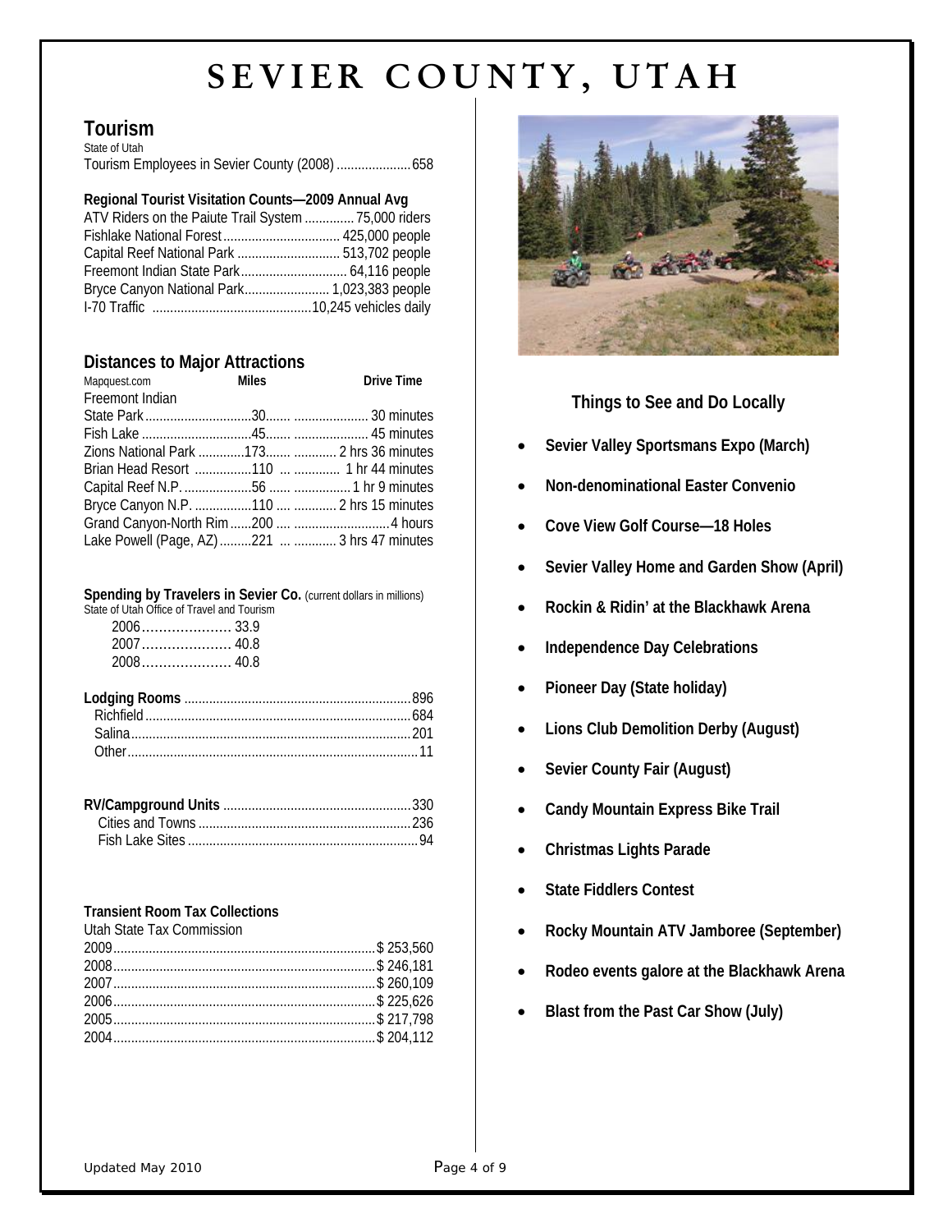# SEVIER COUNTY, UTAH

## Tourism

State of Utah

Tourism Employees in Sevier County (2008) ..................... 658

**Regional Tourist Visitation Counts—2009 Annual Avg**

| | |
|---|---|
| ATV Riders on the Paiute Trail System | 75,000 riders |
| Fishlake National Forest | 425,000 people |
| Capital Reef National Park | 513,702 people |
| Freemont Indian State Park | 64,116 people |
| Bryce Canyon National Park | 1,023,383 people |
| I-70 Traffic | 10,245 vehicles daily |

## Distances to Major Attractions

| Mapquest.com | Miles | Drive Time |
|---|---|---|
| Freemont Indian State Park | 30 | 30 minutes |
| Fish Lake | 45 | 45 minutes |
| Zions National Park | 173 | 2 hrs 36 minutes |
| Brian Head Resort | 110 | 1 hr 44 minutes |
| Capital Reef N.P. | 56 | 1 hr 9 minutes |
| Bryce Canyon N.P. | 110 | 2 hrs 15 minutes |
| Grand Canyon-North Rim | 200 | 4 hours |
| Lake Powell (Page, AZ) | 221 | 3 hrs 47 minutes |

**Spending by Travelers in Sevier Co.** (current dollars in millions)

State of Utah Office of Travel and Tourism

| | |
|---|---|
| 2006 | 33.9 |
| 2007 | 40.8 |
| 2008 | 40.8 |

| | |
|---|---|
| **Lodging Rooms** | 896 |
| Richfield | 684 |
| Salina | 201 |
| Other | 11 |

| | |
|---|---|
| **RV/Campground Units** | 330 |
| Cities and Towns | 236 |
| Fish Lake Sites | 94 |

**Transient Room Tax Collections**

Utah State Tax Commission

| | |
|---|---|
| 2009 | $ 253,560 |
| 2008 | $ 246,181 |
| 2007 | $ 260,109 |
| 2006 | $ 225,626 |
| 2005 | $ 217,798 |
| 2004 | $ 204,112 |

### Things to See and Do Locally

- **Sevier Valley Sportsmans Expo (March)**
- **Non-denominational Easter Convenio**
- **Cove View Golf Course—18 Holes**
- **Sevier Valley Home and Garden Show (April)**
- **Rockin & Ridin' at the Blackhawk Arena**
- **Independence Day Celebrations**
- **Pioneer Day (State holiday)**
- **Lions Club Demolition Derby (August)**
- **Sevier County Fair (August)**
- **Candy Mountain Express Bike Trail**
- **Christmas Lights Parade**
- **State Fiddlers Contest**
- **Rocky Mountain ATV Jamboree (September)**
- **Rodeo events galore at the Blackhawk Arena**
- **Blast from the Past Car Show (July)**

Updated May 2010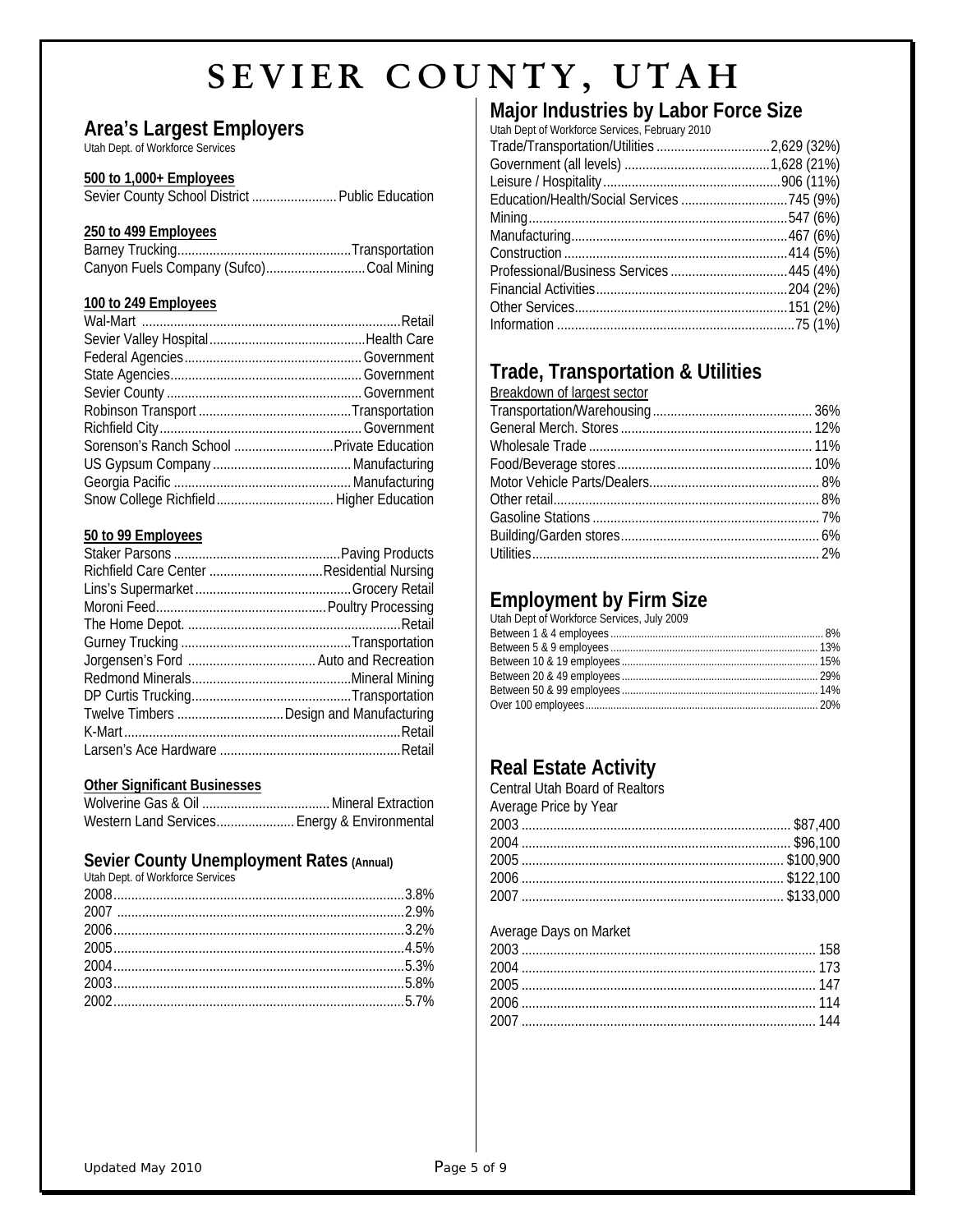# SEVIER COUNTY, UTAH

## Area's Largest Employers

Utah Dept. of Workforce Services

**500 to 1,000+ Employees**

| Employer | Industry |
|---|---|
| Sevier County School District | Public Education |

**250 to 499 Employees**

| Employer | Industry |
|---|---|
| Barney Trucking | Transportation |
| Canyon Fuels Company (Sufco) | Coal Mining |

**100 to 249 Employees**

| Employer | Industry |
|---|---|
| Wal-Mart | Retail |
| Sevier Valley Hospital | Health Care |
| Federal Agencies | Government |
| State Agencies | Government |
| Sevier County | Government |
| Robinson Transport | Transportation |
| Richfield City | Government |
| Sorenson's Ranch School | Private Education |
| US Gypsum Company | Manufacturing |
| Georgia Pacific | Manufacturing |
| Snow College Richfield | Higher Education |

**50 to 99 Employees**

| Employer | Industry |
|---|---|
| Staker Parsons | Paving Products |
| Richfield Care Center | Residential Nursing |
| Lins's Supermarket | Grocery Retail |
| Moroni Feed | Poultry Processing |
| The Home Depot. | Retail |
| Gurney Trucking | Transportation |
| Jorgensen's Ford | Auto and Recreation |
| Redmond Minerals | Mineral Mining |
| DP Curtis Trucking | Transportation |
| Twelve Timbers | Design and Manufacturing |
| K-Mart | Retail |
| Larsen's Ace Hardware | Retail |

**Other Significant Businesses**

| Employer | Industry |
|---|---|
| Wolverine Gas & Oil | Mineral Extraction |
| Western Land Services | Energy & Environmental |

### Sevier County Unemployment Rates (Annual)

Utah Dept. of Workforce Services

| Year | Rate |
|---|---|
| 2008 | 3.8% |
| 2007 | 2.9% |
| 2006 | 3.2% |
| 2005 | 4.5% |
| 2004 | 5.3% |
| 2003 | 5.8% |
| 2002 | 5.7% |

## Major Industries by Labor Force Size

Utah Dept of Workforce Services, February 2010

| Industry | Labor Force |
|---|---|
| Trade/Transportation/Utilities | 2,629 (32%) |
| Government (all levels) | 1,628 (21%) |
| Leisure / Hospitality | 906 (11%) |
| Education/Health/Social Services | 745 (9%) |
| Mining | 547 (6%) |
| Manufacturing | 467 (6%) |
| Construction | 414 (5%) |
| Professional/Business Services | 445 (4%) |
| Financial Activities | 204 (2%) |
| Other Services | 151 (2%) |
| Information | 75 (1%) |

## Trade, Transportation & Utilities

Breakdown of largest sector

| Sector | Share |
|---|---|
| Transportation/Warehousing | 36% |
| General Merch. Stores | 12% |
| Wholesale Trade | 11% |
| Food/Beverage stores | 10% |
| Motor Vehicle Parts/Dealers | 8% |
| Other retail | 8% |
| Gasoline Stations | 7% |
| Building/Garden stores | 6% |
| Utilities | 2% |

## Employment by Firm Size

Utah Dept of Workforce Services, July 2009

| Firm Size | Share |
|---|---|
| Between 1 & 4 employees | 8% |
| Between 5 & 9 employees | 13% |
| Between 10 & 19 employees | 15% |
| Between 20 & 49 employees | 29% |
| Between 50 & 99 employees | 14% |
| Over 100 employees | 20% |

## Real Estate Activity

Central Utah Board of Realtors

Average Price by Year

| Year | Average Price |
|---|---|
| 2003 | $87,400 |
| 2004 | $96,100 |
| 2005 | $100,900 |
| 2006 | $122,100 |
| 2007 | $133,000 |

Average Days on Market

| Year | Days |
|---|---|
| 2003 | 158 |
| 2004 | 173 |
| 2005 | 147 |
| 2006 | 114 |
| 2007 | 144 |

Updated May 2010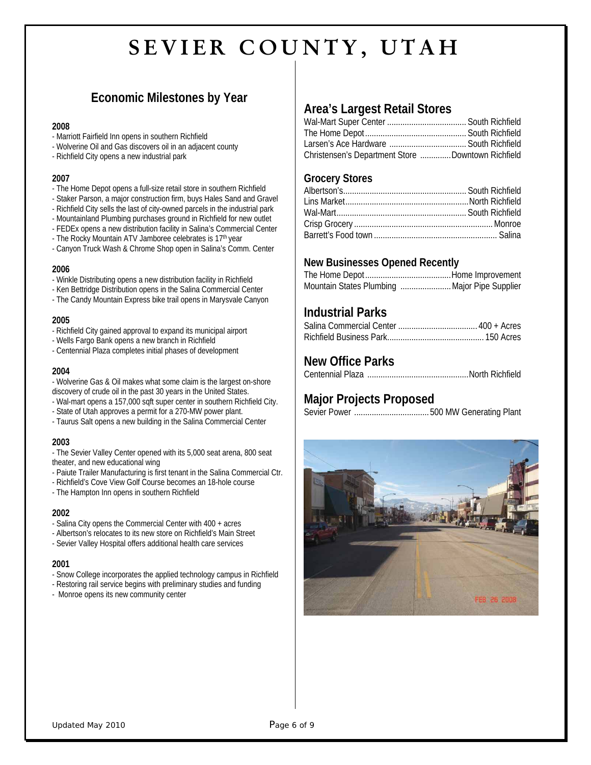# SEVIER COUNTY, UTAH

## Economic Milestones by Year

**2008**

- Marriott Fairfield Inn opens in southern Richfield
- Wolverine Oil and Gas discovers oil in an adjacent county
- Richfield City opens a new industrial park

**2007**

- The Home Depot opens a full-size retail store in southern Richfield
- Staker Parson, a major construction firm, buys Hales Sand and Gravel
- Richfield City sells the last of city-owned parcels in the industrial park
- Mountainland Plumbing purchases ground in Richfield for new outlet
- FEDEx opens a new distribution facility in Salina's Commercial Center
- The Rocky Mountain ATV Jamboree celebrates is 17th year
- Canyon Truck Wash & Chrome Shop open in Salina's Comm. Center

**2006**

- Winkle Distributing opens a new distribution facility in Richfield
- Ken Bettridge Distribution opens in the Salina Commercial Center
- The Candy Mountain Express bike trail opens in Marysvale Canyon

**2005**

- Richfield City gained approval to expand its municipal airport
- Wells Fargo Bank opens a new branch in Richfield
- Centennial Plaza completes initial phases of development

**2004**

- Wolverine Gas & Oil makes what some claim is the largest on-shore discovery of crude oil in the past 30 years in the United States.
- Wal-mart opens a 157,000 sqft super center in southern Richfield City.
- State of Utah approves a permit for a 270-MW power plant.
- Taurus Salt opens a new building in the Salina Commercial Center

**2003**

- The Sevier Valley Center opened with its 5,000 seat arena, 800 seat theater, and new educational wing
- Paiute Trailer Manufacturing is first tenant in the Salina Commercial Ctr.
- Richfield's Cove View Golf Course becomes an 18-hole course
- The Hampton Inn opens in southern Richfield

**2002**

- Salina City opens the Commercial Center with 400 + acres
- Albertson's relocates to its new store on Richfield's Main Street
- Sevier Valley Hospital offers additional health care services

**2001**

- Snow College incorporates the applied technology campus in Richfield
- Restoring rail service begins with preliminary studies and funding
- Monroe opens its new community center

## Area's Largest Retail Stores

| Store | Location |
|---|---|
| Wal-Mart Super Center | South Richfield |
| The Home Depot | South Richfield |
| Larsen's Ace Hardware | South Richfield |
| Christensen's Department Store | Downtown Richfield |

## Grocery Stores

| Store | Location |
|---|---|
| Albertson's | South Richfield |
| Lins Market | North Richfield |
| Wal-Mart | South Richfield |
| Crisp Grocery | Monroe |
| Barrett's Food town | Salina |

## New Businesses Opened Recently

| Business | Type |
|---|---|
| The Home Depot | Home Improvement |
| Mountain States Plumbing | Major Pipe Supplier |

## Industrial Parks

| Park | Size |
|---|---|
| Salina Commercial Center | 400 + Acres |
| Richfield Business Park | 150 Acres |

## New Office Parks

| Park | Location |
|---|---|
| Centennial Plaza | North Richfield |

## Major Projects Proposed

| Project | Description |
|---|---|
| Sevier Power | 500 MW Generating Plant |

Updated May 2010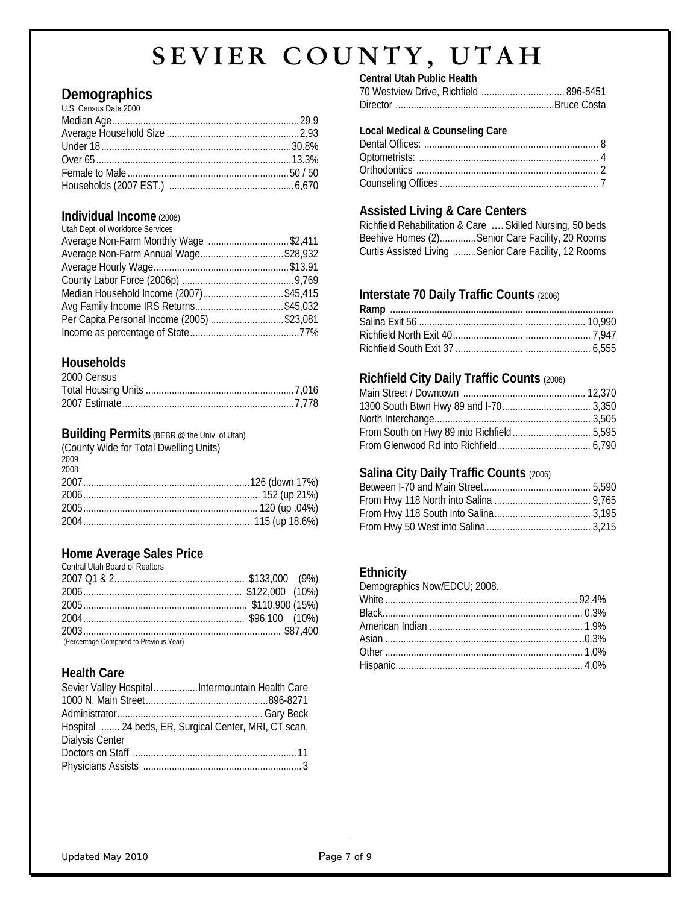# SEVIER COUNTY, UTAH

## Demographics

U.S. Census Data 2000

| | |
|---|---|
| Median Age | 29.9 |
| Average Household Size | 2.93 |
| Under 18 | 30.8% |
| Over 65 | 13.3% |
| Female to Male | 50 / 50 |
| Households (2007 EST.) | 6,670 |

## Individual Income (2008)

Utah Dept. of Workforce Services

| | |
|---|---|
| Average Non-Farm Monthly Wage | $2,411 |
| Average Non-Farm Annual Wage | $28,932 |
| Average Hourly Wage | $13.91 |
| County Labor Force (2006p) | 9,769 |
| Median Household Income (2007) | $45,415 |
| Avg Family Income IRS Returns | $45,032 |
| Per Capita Personal Income (2005) | $23,081 |
| Income as percentage of State | 77% |

## Households

2000 Census

| | |
|---|---|
| Total Housing Units | 7,016 |
| 2007 Estimate | 7,778 |

## Building Permits (BEBR @ the Univ. of Utah)

(County Wide for Total Dwelling Units)

2009

2008

| | |
|---|---|
| 2007 | 126 (down 17%) |
| 2006 | 152 (up 21%) |
| 2005 | 120 (up .04%) |
| 2004 | 115 (up 18.6%) |

## Home Average Sales Price

Central Utah Board of Realtors

| | |
|---|---|
| 2007 Q1 & 2 | $133,000 (9%) |
| 2006 | $122,000 (10%) |
| 2005 | $110,900 (15%) |
| 2004 | $96,100 (10%) |
| 2003 | $87,400 |

(Percentage Compared to Previous Year)

## Health Care

Sevier Valley Hospital.................Intermountain Health Care

1000 N. Main Street...............................................896-8271

Administrator.........................................................Gary Beck

Hospital ....... 24 beds, ER, Surgical Center, MRI, CT scan, Dialysis Center

| | |
|---|---|
| Doctors on Staff | 11 |
| Physicians Assists | 3 |

**Central Utah Public Health**

70 Westview Drive, Richfield ................................ 896-5451

Director .............................................................Bruce Costa

**Local Medical & Counseling Care**

| | |
|---|---|
| Dental Offices: | 8 |
| Optometrists: | 4 |
| Orthodontics | 2 |
| Counseling Offices | 7 |

## Assisted Living & Care Centers

Richfield Rehabilitation & Care ....Skilled Nursing, 50 beds

Beehive Homes (2)..............Senior Care Facility, 20 Rooms

Curtis Assisted Living .........Senior Care Facility, 12 Rooms

## Interstate 70 Daily Traffic Counts (2006)

| Ramp | |
|---|---|
| Salina Exit 56 | 10,990 |
| Richfield North Exit 40 | 7,947 |
| Richfield South Exit 37 | 6,555 |

## Richfield City Daily Traffic Counts (2006)

| | |
|---|---|
| Main Street / Downtown | 12,370 |
| 1300 South Btwn Hwy 89 and I-70 | 3,350 |
| North Interchange | 3,505 |
| From South on Hwy 89 into Richfield | 5,595 |
| From Glenwood Rd into Richfield | 6,790 |

## Salina City Daily Traffic Counts (2006)

| | |
|---|---|
| Between I-70 and Main Street | 5,590 |
| From Hwy 118 North into Salina | 9,765 |
| From Hwy 118 South into Salina | 3,195 |
| From Hwy 50 West into Salina | 3,215 |

## Ethnicity

Demographics Now/EDCU; 2008.

| | |
|---|---|
| White | 92.4% |
| Black | 0.3% |
| American Indian | 1.9% |
| Asian | 0.3% |
| Other | 1.0% |
| Hispanic | 4.0% |

Updated May 2010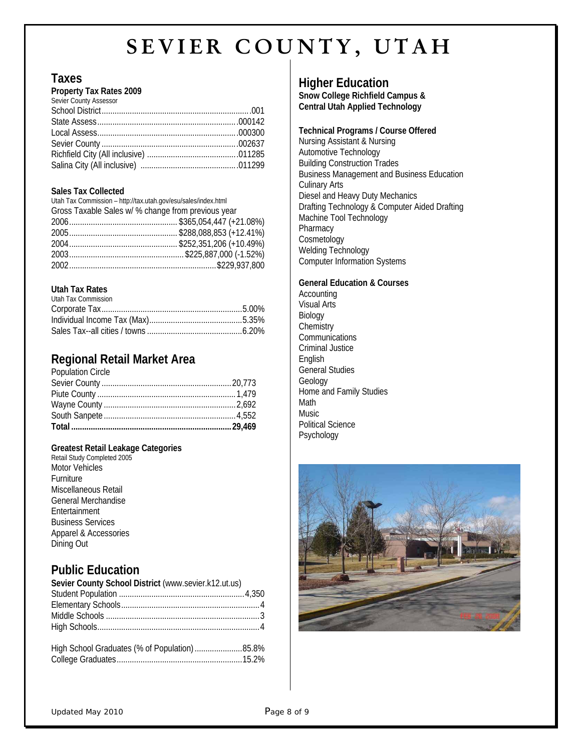# SEVIER COUNTY, UTAH

## Taxes

### Property Tax Rates 2009

Sevier County Assessor

| | |
|---|---|
| School District | .001 |
| State Assess | .000142 |
| Local Assess | .000300 |
| Sevier County | .002637 |
| Richfield City (All inclusive) | .011285 |
| Salina City (All inclusive) | .011299 |

### Sales Tax Collected

Utah Tax Commission – http://tax.utah.gov/esu/sales/index.html

Gross Taxable Sales w/ % change from previous year

| | |
|---|---|
| 2006 | $365,054,447 (+21.08%) |
| 2005 | $288,088,853 (+12.41%) |
| 2004 | $252,351,206 (+10.49%) |
| 2003 | $225,887,000 (-1.52%) |
| 2002 | $229,937,800 |

### Utah Tax Rates

Utah Tax Commission

| | |
|---|---|
| Corporate Tax | 5.00% |
| Individual Income Tax (Max) | 5.35% |
| Sales Tax--all cities / towns | 6.20% |

## Regional Retail Market Area

Population Circle

| | |
|---|---|
| Sevier County | 20,773 |
| Piute County | 1,479 |
| Wayne County | 2,692 |
| South Sanpete | 4,552 |
| **Total** | **29,469** |

### Greatest Retail Leakage Categories

Retail Study Completed 2005

- Motor Vehicles
- Furniture
- Miscellaneous Retail
- General Merchandise
- Entertainment
- Business Services
- Apparel & Accessories
- Dining Out

## Public Education

**Sevier County School District** (www.sevier.k12.ut.us)

| | |
|---|---|
| Student Population | 4,350 |
| Elementary Schools | 4 |
| Middle Schools | 3 |
| High Schools | 4 |

| | |
|---|---|
| High School Graduates (% of Population) | 85.8% |
| College Graduates | 15.2% |

## Higher Education

**Snow College Richfield Campus & Central Utah Applied Technology**

### Technical Programs / Course Offered

- Nursing Assistant & Nursing
- Automotive Technology
- Building Construction Trades
- Business Management and Business Education
- Culinary Arts
- Diesel and Heavy Duty Mechanics
- Drafting Technology & Computer Aided Drafting
- Machine Tool Technology
- Pharmacy
- Cosmetology
- Welding Technology
- Computer Information Systems

### General Education & Courses

- Accounting
- Visual Arts
- Biology
- Chemistry
- Communications
- Criminal Justice
- English
- General Studies
- Geology
- Home and Family Studies
- Math
- Music
- Political Science
- Psychology

Updated May 2010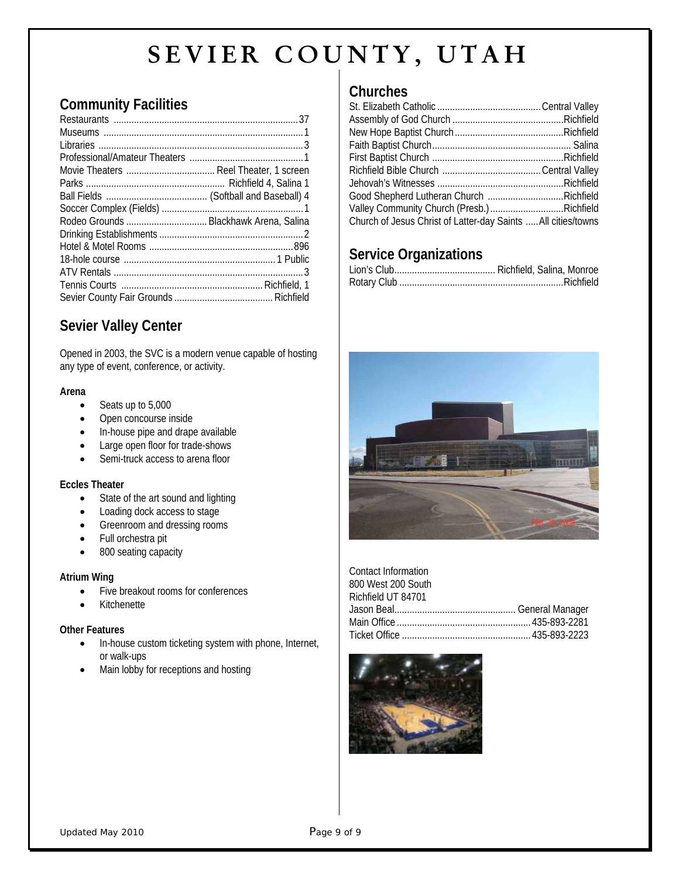# SEVIER COUNTY, UTAH

## Community Facilities

| | |
|---|---|
| Restaurants | 37 |
| Museums | 1 |
| Libraries | 3 |
| Professional/Amateur Theaters | 1 |
| Movie Theaters | Reel Theater, 1 screen |
| Parks | Richfield 4, Salina 1 |
| Ball Fields | (Softball and Baseball) 4 |
| Soccer Complex (Fields) | 1 |
| Rodeo Grounds | Blackhawk Arena, Salina |
| Drinking Establishments | 2 |
| Hotel & Motel Rooms | 896 |
| 18-hole course | 1 Public |
| ATV Rentals | 3 |
| Tennis Courts | Richfield, 1 |
| Sevier County Fair Grounds | Richfield |

## Sevier Valley Center

Opened in 2003, the SVC is a modern venue capable of hosting any type of event, conference, or activity.

**Arena**

- Seats up to 5,000
- Open concourse inside
- In-house pipe and drape available
- Large open floor for trade-shows
- Semi-truck access to arena floor

**Eccles Theater**

- State of the art sound and lighting
- Loading dock access to stage
- Greenroom and dressing rooms
- Full orchestra pit
- 800 seating capacity

**Atrium Wing**

- Five breakout rooms for conferences
- Kitchenette

**Other Features**

- In-house custom ticketing system with phone, Internet, or walk-ups
- Main lobby for receptions and hosting

## Churches

| | |
|---|---|
| St. Elizabeth Catholic | Central Valley |
| Assembly of God Church | Richfield |
| New Hope Baptist Church | Richfield |
| Faith Baptist Church | Salina |
| First Baptist Church | Richfield |
| Richfield Bible Church | Central Valley |
| Jehovah's Witnesses | Richfield |
| Good Shepherd Lutheran Church | Richfield |
| Valley Community Church (Presb.) | Richfield |
| Church of Jesus Christ of Latter-day Saints | All cities/towns |

## Service Organizations

| | |
|---|---|
| Lion's Club | Richfield, Salina, Monroe |
| Rotary Club | Richfield |

Contact Information
800 West 200 South
Richfield UT 84701

| | |
|---|---|
| Jason Beal | General Manager |
| Main Office | 435-893-2281 |
| Ticket Office | 435-893-2223 |

Updated May 2010